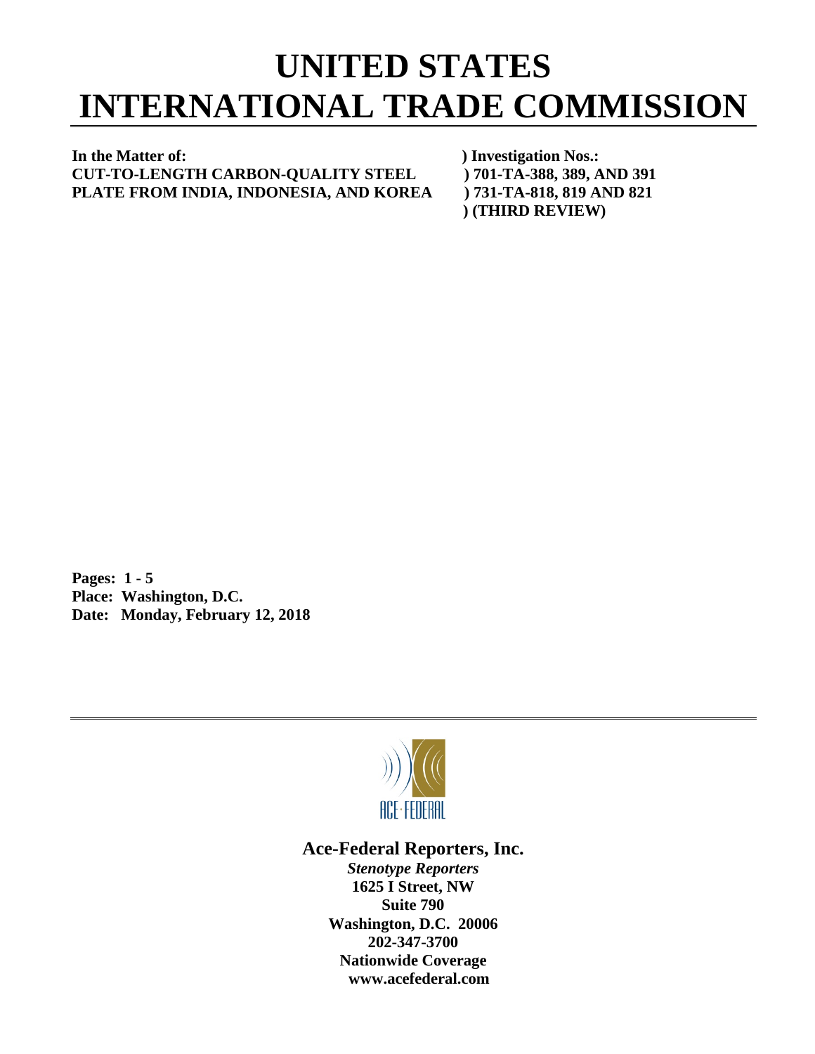# UNITED STATES INTERNATIONAL TRADE COMMISSION

| **In the Matter of:** | **) Investigation Nos.:** |
|---|---|
| **CUT-TO-LENGTH CARBON-QUALITY STEEL** | **) 701-TA-388, 389, AND 391** |
| **PLATE FROM INDIA, INDONESIA, AND KOREA** | **) 731-TA-818, 819 AND 821** |
| | **) (THIRD REVIEW)** |

**Pages: 1 - 5**
**Place: Washington, D.C.**
**Date: Monday, February 12, 2018**

ACE·FEDERAL

**Ace-Federal Reporters, Inc.**

***Stenotype Reporters***
**1625 I Street, NW**
**Suite 790**
**Washington, D.C. 20006**
**202-347-3700**
**Nationwide Coverage**
**www.acefederal.com**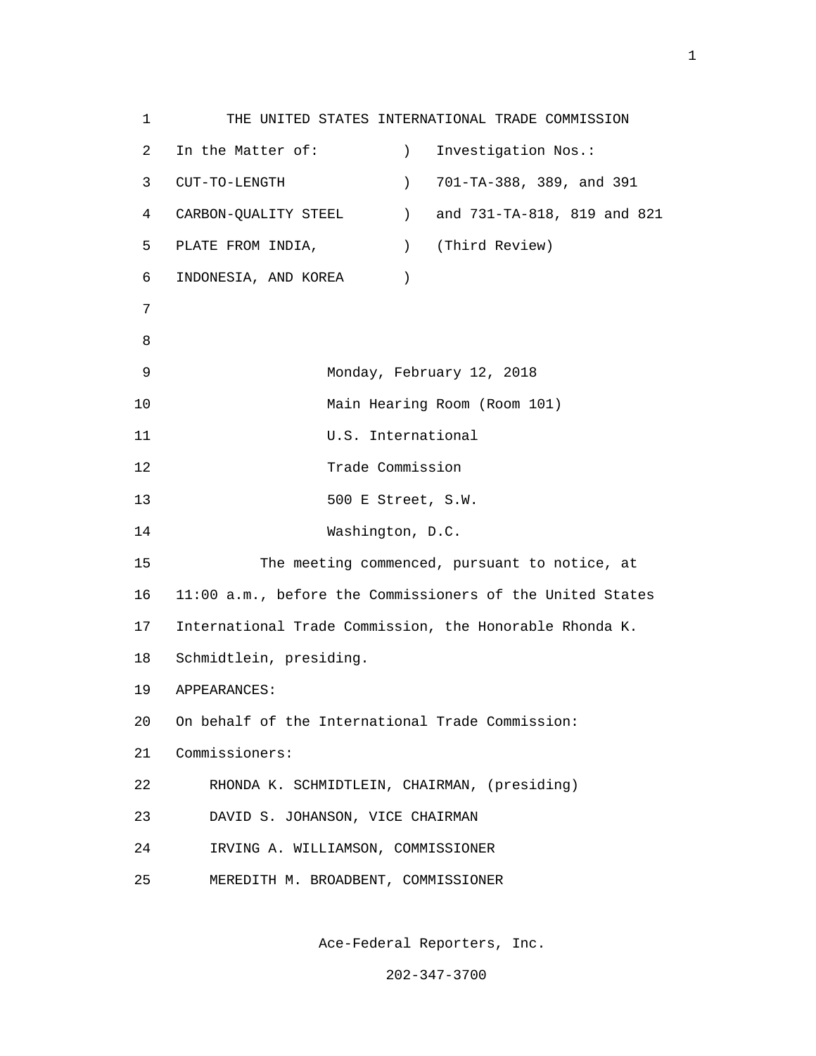THE UNITED STATES INTERNATIONAL TRADE COMMISSION

| In the Matter of: | ) | Investigation Nos.: |
|---|---|---|
| CUT-TO-LENGTH | ) | 701-TA-388, 389, and 391 |
| CARBON-QUALITY STEEL | ) | and 731-TA-818, 819 and 821 |
| PLATE FROM INDIA, | ) | (Third Review) |
| INDONESIA, AND KOREA | ) | |

Monday, February 12, 2018
Main Hearing Room (Room 101)
U.S. International
Trade Commission
500 E Street, S.W.
Washington, D.C.

The meeting commenced, pursuant to notice, at 11:00 a.m., before the Commissioners of the United States International Trade Commission, the Honorable Rhonda K. Schmidtlein, presiding.

APPEARANCES:

On behalf of the International Trade Commission:

Commissioners:

RHONDA K. SCHMIDTLEIN, CHAIRMAN, (presiding)
DAVID S. JOHANSON, VICE CHAIRMAN
IRVING A. WILLIAMSON, COMMISSIONER
MEREDITH M. BROADBENT, COMMISSIONER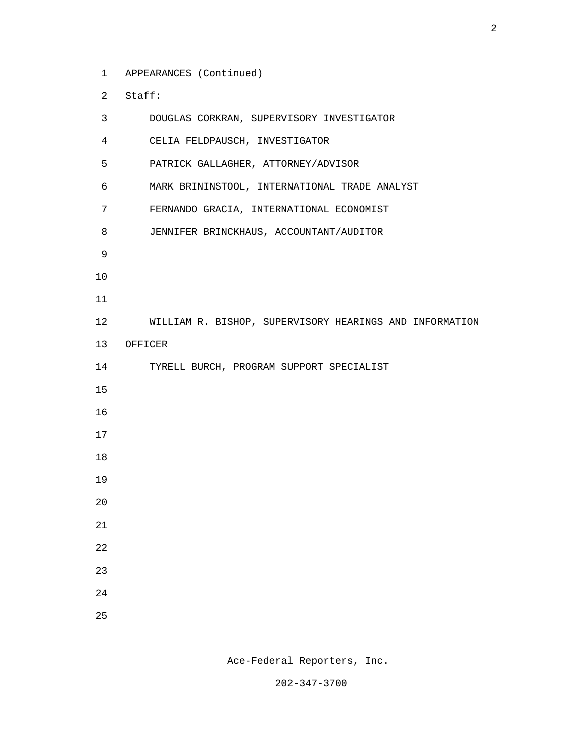APPEARANCES (Continued)

Staff:

DOUGLAS CORKRAN, SUPERVISORY INVESTIGATOR

CELIA FELDPAUSCH, INVESTIGATOR

PATRICK GALLAGHER, ATTORNEY/ADVISOR

MARK BRININSTOOL, INTERNATIONAL TRADE ANALYST

FERNANDO GRACIA, INTERNATIONAL ECONOMIST

JENNIFER BRINCKHAUS, ACCOUNTANT/AUDITOR

WILLIAM R. BISHOP, SUPERVISORY HEARINGS AND INFORMATION OFFICER

TYRELL BURCH, PROGRAM SUPPORT SPECIALIST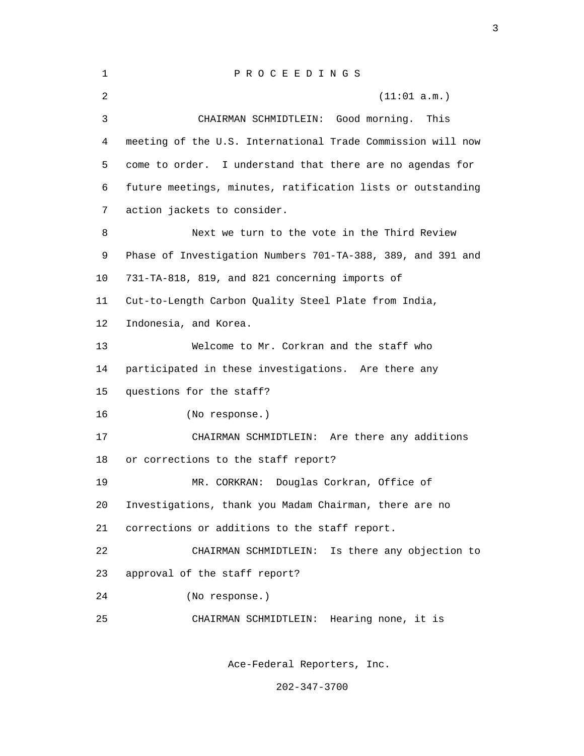P R O C E E D I N G S

(11:01 a.m.)

CHAIRMAN SCHMIDTLEIN: Good morning. This meeting of the U.S. International Trade Commission will now come to order. I understand that there are no agendas for future meetings, minutes, ratification lists or outstanding action jackets to consider.

Next we turn to the vote in the Third Review Phase of Investigation Numbers 701-TA-388, 389, and 391 and 731-TA-818, 819, and 821 concerning imports of Cut-to-Length Carbon Quality Steel Plate from India, Indonesia, and Korea.

Welcome to Mr. Corkran and the staff who participated in these investigations. Are there any questions for the staff?

(No response.)

CHAIRMAN SCHMIDTLEIN: Are there any additions or corrections to the staff report?

MR. CORKRAN: Douglas Corkran, Office of Investigations, thank you Madam Chairman, there are no corrections or additions to the staff report.

CHAIRMAN SCHMIDTLEIN: Is there any objection to approval of the staff report?

(No response.)

CHAIRMAN SCHMIDTLEIN: Hearing none, it is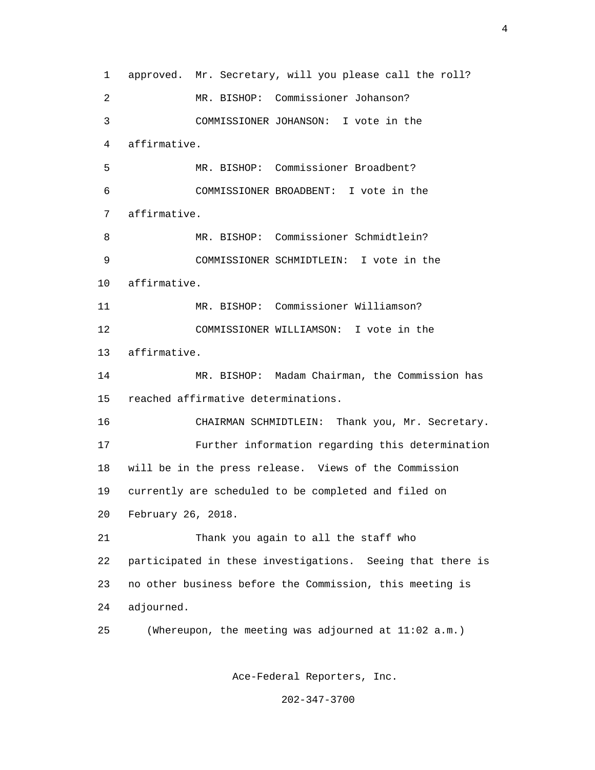approved. Mr. Secretary, will you please call the roll?

MR. BISHOP: Commissioner Johanson?

COMMISSIONER JOHANSON: I vote in the affirmative.

MR. BISHOP: Commissioner Broadbent?

COMMISSIONER BROADBENT: I vote in the affirmative.

MR. BISHOP: Commissioner Schmidtlein?

COMMISSIONER SCHMIDTLEIN: I vote in the affirmative.

MR. BISHOP: Commissioner Williamson?

COMMISSIONER WILLIAMSON: I vote in the affirmative.

MR. BISHOP: Madam Chairman, the Commission has reached affirmative determinations.

CHAIRMAN SCHMIDTLEIN: Thank you, Mr. Secretary.

Further information regarding this determination will be in the press release. Views of the Commission currently are scheduled to be completed and filed on February 26, 2018.

Thank you again to all the staff who participated in these investigations. Seeing that there is no other business before the Commission, this meeting is adjourned.

(Whereupon, the meeting was adjourned at 11:02 a.m.)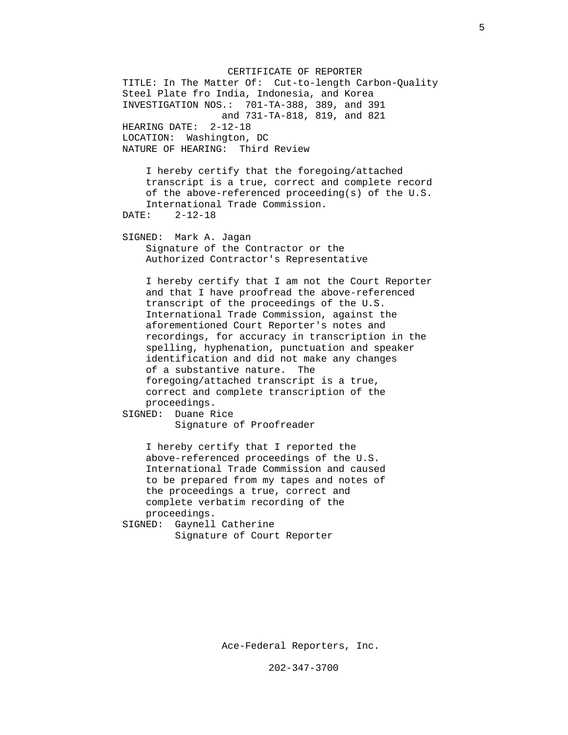# CERTIFICATE OF REPORTER

TITLE: In The Matter Of: Cut-to-length Carbon-Quality Steel Plate fro India, Indonesia, and Korea

INVESTIGATION NOS.: 701-TA-388, 389, and 391
and 731-TA-818, 819, and 821

HEARING DATE: 2-12-18

LOCATION: Washington, DC

NATURE OF HEARING: Third Review

I hereby certify that the foregoing/attached transcript is a true, correct and complete record of the above-referenced proceeding(s) of the U.S. International Trade Commission.

DATE: 2-12-18

SIGNED: Mark A. Jagan
Signature of the Contractor or the Authorized Contractor's Representative

I hereby certify that I am not the Court Reporter and that I have proofread the above-referenced transcript of the proceedings of the U.S. International Trade Commission, against the aforementioned Court Reporter's notes and recordings, for accuracy in transcription in the spelling, hyphenation, punctuation and speaker identification and did not make any changes of a substantive nature. The foregoing/attached transcript is a true, correct and complete transcription of the proceedings.

SIGNED: Duane Rice
Signature of Proofreader

I hereby certify that I reported the above-referenced proceedings of the U.S. International Trade Commission and caused to be prepared from my tapes and notes of the proceedings a true, correct and complete verbatim recording of the proceedings.

SIGNED: Gaynell Catherine
Signature of Court Reporter